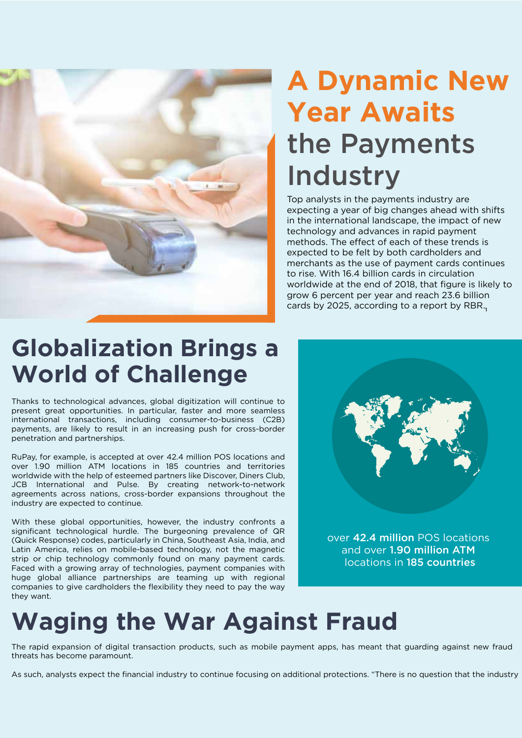# A Dynamic New Year Awaits the Payments Industry

Top analysts in the payments industry are expecting a year of big changes ahead with shifts in the international landscape, the impact of new technology and advances in rapid payment methods. The effect of each of these trends is expected to be felt by both cardholders and merchants as the use of payment cards continues to rise. With 16.4 billion cards in circulation worldwide at the end of 2018, that figure is likely to grow 6 percent per year and reach 23.6 billion cards by 2025, according to a report by RBR.[1]

## Globalization Brings a World of Challenge

Thanks to technological advances, global digitization will continue to present great opportunities. In particular, faster and more seamless international transactions, including consumer-to-business (C2B) payments, are likely to result in an increasing push for cross-border penetration and partnerships.

RuPay, for example, is accepted at over 42.4 million POS locations and over 1.90 million ATM locations in 185 countries and territories worldwide with the help of esteemed partners like Discover, Diners Club, JCB International and Pulse. By creating network-to-network agreements across nations, cross-border expansions throughout the industry are expected to continue.

With these global opportunities, however, the industry confronts a significant technological hurdle. The burgeoning prevalence of QR (Quick Response) codes, particularly in China, Southeast Asia, India, and Latin America, relies on mobile-based technology, not the magnetic strip or chip technology commonly found on many payment cards. Faced with a growing array of technologies, payment companies with huge global alliance partnerships are teaming up with regional companies to give cardholders the flexibility they need to pay the way they want.

over **42.4 million** POS locations and over **1.90 million ATM** locations in **185 countries**

## Waging the War Against Fraud

The rapid expansion of digital transaction products, such as mobile payment apps, has meant that guarding against new fraud threats has become paramount.

As such, analysts expect the financial industry to continue focusing on additional protections. “There is no question that the industry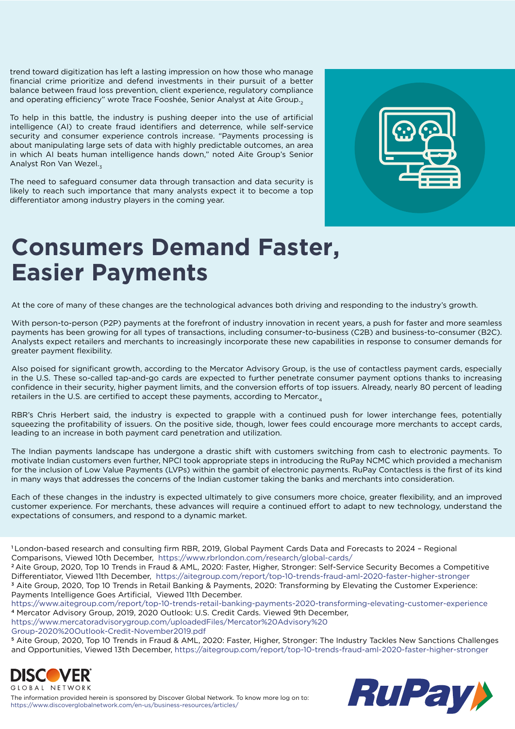trend toward digitization has left a lasting impression on how those who manage financial crime prioritize and defend investments in their pursuit of a better balance between fraud loss prevention, client experience, regulatory compliance and operating efficiency" wrote Trace Fooshée, Senior Analyst at Aite Group.[2]

To help in this battle, the industry is pushing deeper into the use of artificial intelligence (AI) to create fraud identifiers and deterrence, while self-service security and consumer experience controls increase. "Payments processing is about manipulating large sets of data with highly predictable outcomes, an area in which AI beats human intelligence hands down," noted Aite Group's Senior Analyst Ron Van Wezel.[3]

The need to safeguard consumer data through transaction and data security is likely to reach such importance that many analysts expect it to become a top differentiator among industry players in the coming year.

# Consumers Demand Faster, Easier Payments

At the core of many of these changes are the technological advances both driving and responding to the industry's growth.

With person-to-person (P2P) payments at the forefront of industry innovation in recent years, a push for faster and more seamless payments has been growing for all types of transactions, including consumer-to-business (C2B) and business-to-consumer (B2C). Analysts expect retailers and merchants to increasingly incorporate these new capabilities in response to consumer demands for greater payment flexibility.

Also poised for significant growth, according to the Mercator Advisory Group, is the use of contactless payment cards, especially in the U.S. These so-called tap-and-go cards are expected to further penetrate consumer payment options thanks to increasing confidence in their security, higher payment limits, and the conversion efforts of top issuers. Already, nearly 80 percent of leading retailers in the U.S. are certified to accept these payments, according to Mercator.[4]

RBR's Chris Herbert said, the industry is expected to grapple with a continued push for lower interchange fees, potentially squeezing the profitability of issuers. On the positive side, though, lower fees could encourage more merchants to accept cards, leading to an increase in both payment card penetration and utilization.

The Indian payments landscape has undergone a drastic shift with customers switching from cash to electronic payments. To motivate Indian customers even further, NPCI took appropriate steps in introducing the RuPay NCMC which provided a mechanism for the inclusion of Low Value Payments (LVPs) within the gambit of electronic payments. RuPay Contactless is the first of its kind in many ways that addresses the concerns of the Indian customer taking the banks and merchants into consideration.

Each of these changes in the industry is expected ultimately to give consumers more choice, greater flexibility, and an improved customer experience. For merchants, these advances will require a continued effort to adapt to new technology, understand the expectations of consumers, and respond to a dynamic market.

[1] London-based research and consulting firm RBR, 2019, Global Payment Cards Data and Forecasts to 2024 – Regional Comparisons, Viewed 10th December, https://www.rbrlondon.com/research/global-cards/

[2] Aite Group, 2020, Top 10 Trends in Fraud & AML, 2020: Faster, Higher, Stronger: Self-Service Security Becomes a Competitive Differentiator, Viewed 11th December, https://aitegroup.com/report/top-10-trends-fraud-aml-2020-faster-higher-stronger

[3] Aite Group, 2020, Top 10 Trends in Retail Banking & Payments, 2020: Transforming by Elevating the Customer Experience: Payments Intelligence Goes Artificial, Viewed 11th December. https://www.aitegroup.com/report/top-10-trends-retail-banking-payments-2020-transforming-elevating-customer-experience

[4] Mercator Advisory Group, 2019, 2020 Outlook: U.S. Credit Cards. Viewed 9th December, https://www.mercatoradvisorygroup.com/uploadedFiles/Mercator%20Advisory%20Group-2020%20Outlook-Credit-November2019.pdf

[5] Aite Group, 2020, Top 10 Trends in Fraud & AML, 2020: Faster, Higher, Stronger: The Industry Tackles New Sanctions Challenges and Opportunities, Viewed 13th December, https://aitegroup.com/report/top-10-trends-fraud-aml-2020-faster-higher-stronger

DISCOVER GLOBAL NETWORK

The information provided herein is sponsored by Discover Global Network. To know more log on to: https://www.discoverglobalnetwork.com/en-us/business-resources/articles/

RuPay